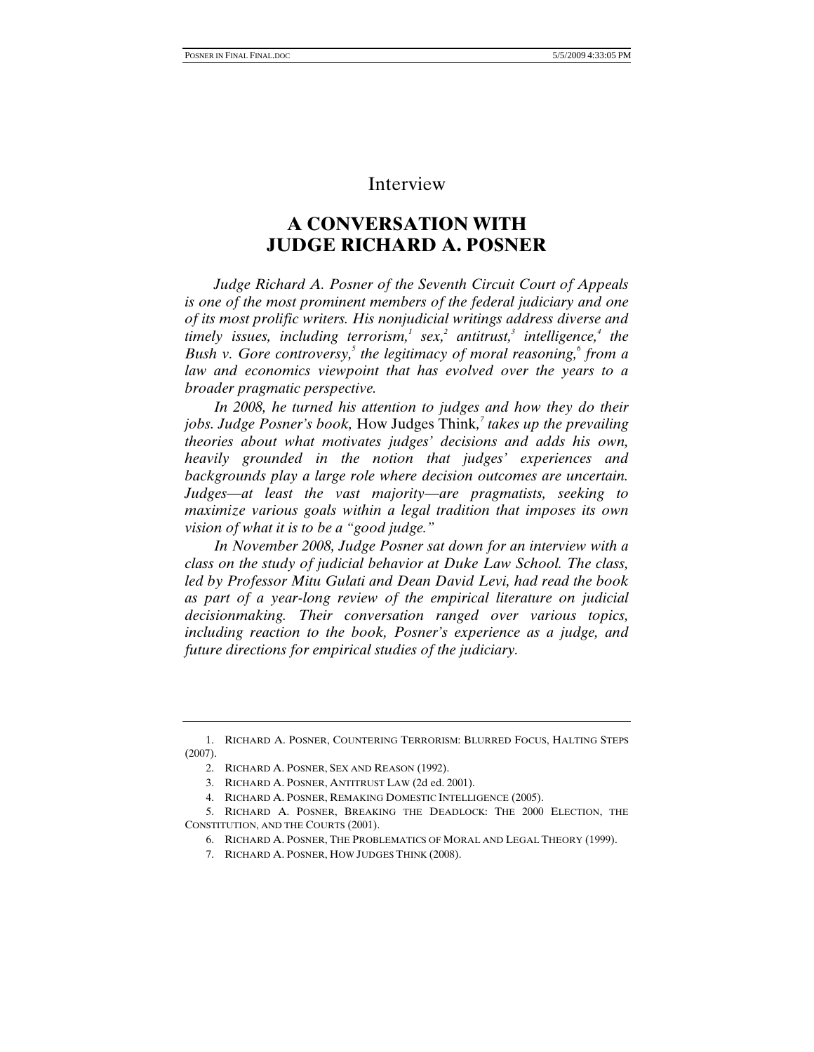Interview

# A CONVERSATION WITH JUDGE RICHARD A. POSNER

*Judge Richard A. Posner of the Seventh Circuit Court of Appeals is one of the most prominent members of the federal judiciary and one of its most prolific writers. His nonjudicial writings address diverse and timely issues, including terrorism,[1] sex,[2] antitrust,[3] intelligence,[4] the Bush v. Gore controversy,[5] the legitimacy of moral reasoning,[6] from a law and economics viewpoint that has evolved over the years to a broader pragmatic perspective.*

*In 2008, he turned his attention to judges and how they do their jobs. Judge Posner's book,* How Judges Think,[7] *takes up the prevailing theories about what motivates judges' decisions and adds his own, heavily grounded in the notion that judges' experiences and backgrounds play a large role where decision outcomes are uncertain. Judges—at least the vast majority—are pragmatists, seeking to maximize various goals within a legal tradition that imposes its own vision of what it is to be a "good judge."*

*In November 2008, Judge Posner sat down for an interview with a class on the study of judicial behavior at Duke Law School. The class, led by Professor Mitu Gulati and Dean David Levi, had read the book as part of a year-long review of the empirical literature on judicial decisionmaking. Their conversation ranged over various topics, including reaction to the book, Posner's experience as a judge, and future directions for empirical studies of the judiciary.*

---

1. RICHARD A. POSNER, COUNTERING TERRORISM: BLURRED FOCUS, HALTING STEPS (2007).

2. RICHARD A. POSNER, SEX AND REASON (1992).

3. RICHARD A. POSNER, ANTITRUST LAW (2d ed. 2001).

4. RICHARD A. POSNER, REMAKING DOMESTIC INTELLIGENCE (2005).

5. RICHARD A. POSNER, BREAKING THE DEADLOCK: THE 2000 ELECTION, THE CONSTITUTION, AND THE COURTS (2001).

6. RICHARD A. POSNER, THE PROBLEMATICS OF MORAL AND LEGAL THEORY (1999).

7. RICHARD A. POSNER, HOW JUDGES THINK (2008).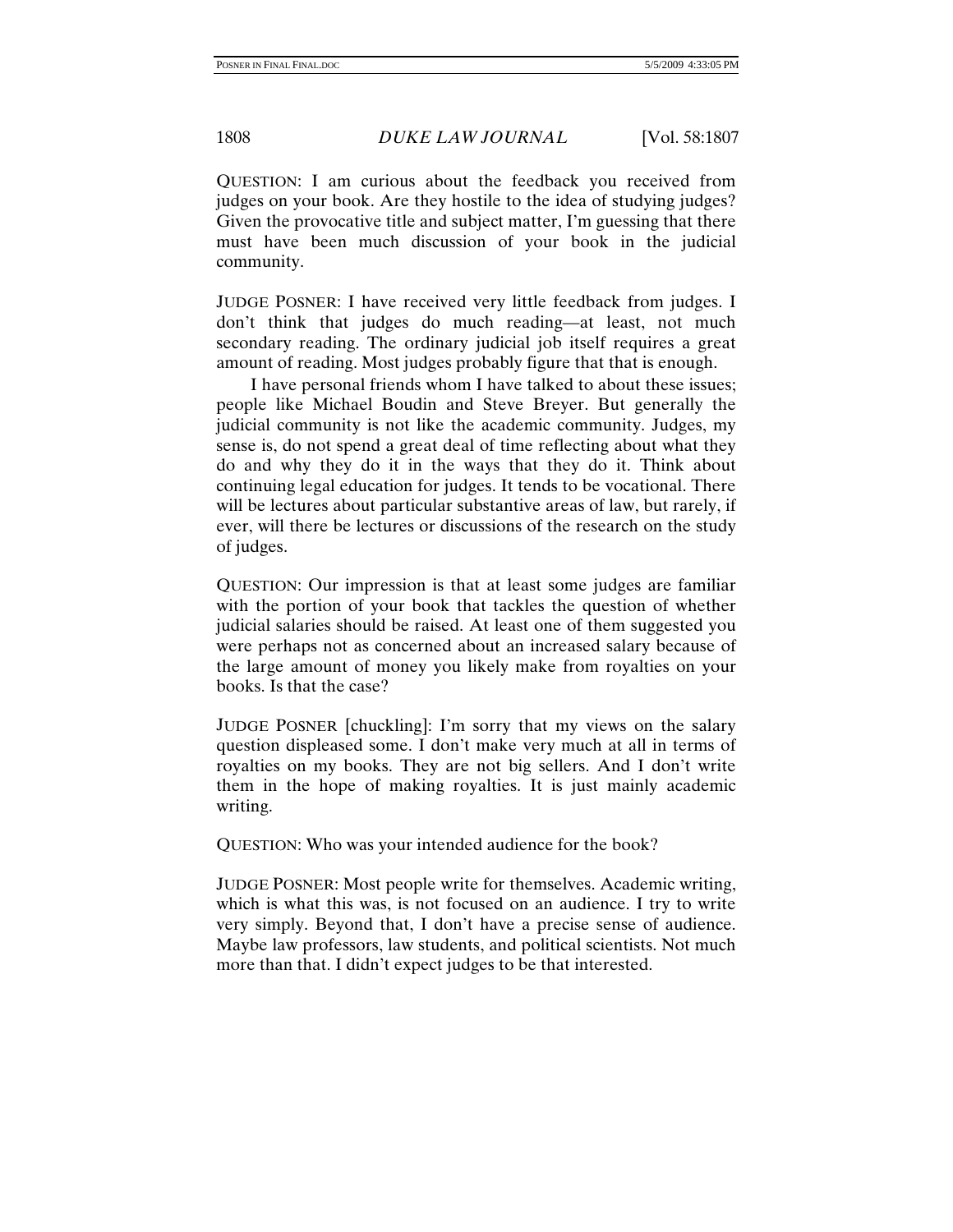QUESTION: I am curious about the feedback you received from judges on your book. Are they hostile to the idea of studying judges? Given the provocative title and subject matter, I'm guessing that there must have been much discussion of your book in the judicial community.

JUDGE POSNER: I have received very little feedback from judges. I don't think that judges do much reading—at least, not much secondary reading. The ordinary judicial job itself requires a great amount of reading. Most judges probably figure that that is enough.

I have personal friends whom I have talked to about these issues; people like Michael Boudin and Steve Breyer. But generally the judicial community is not like the academic community. Judges, my sense is, do not spend a great deal of time reflecting about what they do and why they do it in the ways that they do it. Think about continuing legal education for judges. It tends to be vocational. There will be lectures about particular substantive areas of law, but rarely, if ever, will there be lectures or discussions of the research on the study of judges.

QUESTION: Our impression is that at least some judges are familiar with the portion of your book that tackles the question of whether judicial salaries should be raised. At least one of them suggested you were perhaps not as concerned about an increased salary because of the large amount of money you likely make from royalties on your books. Is that the case?

JUDGE POSNER [chuckling]: I'm sorry that my views on the salary question displeased some. I don't make very much at all in terms of royalties on my books. They are not big sellers. And I don't write them in the hope of making royalties. It is just mainly academic writing.

QUESTION: Who was your intended audience for the book?

JUDGE POSNER: Most people write for themselves. Academic writing, which is what this was, is not focused on an audience. I try to write very simply. Beyond that, I don't have a precise sense of audience. Maybe law professors, law students, and political scientists. Not much more than that. I didn't expect judges to be that interested.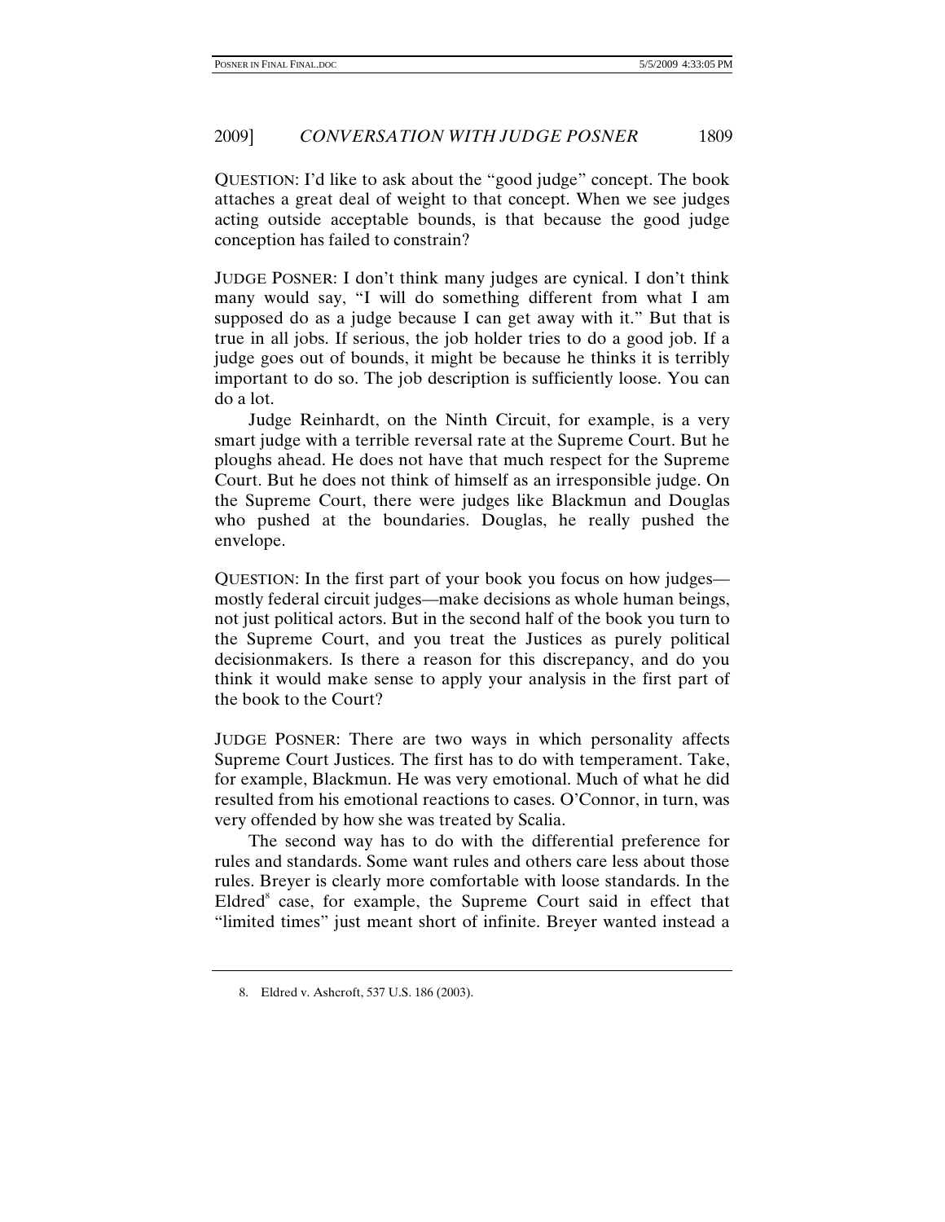QUESTION: I'd like to ask about the "good judge" concept. The book attaches a great deal of weight to that concept. When we see judges acting outside acceptable bounds, is that because the good judge conception has failed to constrain?

JUDGE POSNER: I don't think many judges are cynical. I don't think many would say, "I will do something different from what I am supposed do as a judge because I can get away with it." But that is true in all jobs. If serious, the job holder tries to do a good job. If a judge goes out of bounds, it might be because he thinks it is terribly important to do so. The job description is sufficiently loose. You can do a lot.

Judge Reinhardt, on the Ninth Circuit, for example, is a very smart judge with a terrible reversal rate at the Supreme Court. But he ploughs ahead. He does not have that much respect for the Supreme Court. But he does not think of himself as an irresponsible judge. On the Supreme Court, there were judges like Blackmun and Douglas who pushed at the boundaries. Douglas, he really pushed the envelope.

QUESTION: In the first part of your book you focus on how judges—mostly federal circuit judges—make decisions as whole human beings, not just political actors. But in the second half of the book you turn to the Supreme Court, and you treat the Justices as purely political decisionmakers. Is there a reason for this discrepancy, and do you think it would make sense to apply your analysis in the first part of the book to the Court?

JUDGE POSNER: There are two ways in which personality affects Supreme Court Justices. The first has to do with temperament. Take, for example, Blackmun. He was very emotional. Much of what he did resulted from his emotional reactions to cases. O'Connor, in turn, was very offended by how she was treated by Scalia.

The second way has to do with the differential preference for rules and standards. Some want rules and others care less about those rules. Breyer is clearly more comfortable with loose standards. In the *Eldred*[8] case, for example, the Supreme Court said in effect that "limited times" just meant short of infinite. Breyer wanted instead a

8. Eldred v. Ashcroft, 537 U.S. 186 (2003).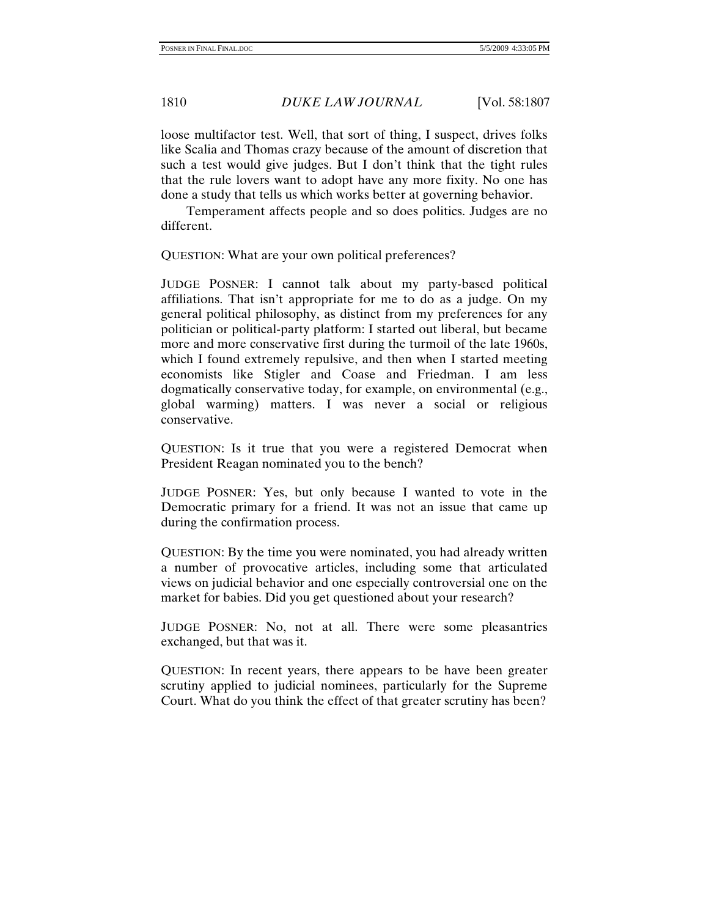loose multifactor test. Well, that sort of thing, I suspect, drives folks like Scalia and Thomas crazy because of the amount of discretion that such a test would give judges. But I don't think that the tight rules that the rule lovers want to adopt have any more fixity. No one has done a study that tells us which works better at governing behavior.

Temperament affects people and so does politics. Judges are no different.

QUESTION: What are your own political preferences?

JUDGE POSNER: I cannot talk about my party-based political affiliations. That isn't appropriate for me to do as a judge. On my general political philosophy, as distinct from my preferences for any politician or political-party platform: I started out liberal, but became more and more conservative first during the turmoil of the late 1960s, which I found extremely repulsive, and then when I started meeting economists like Stigler and Coase and Friedman. I am less dogmatically conservative today, for example, on environmental (e.g., global warming) matters. I was never a social or religious conservative.

QUESTION: Is it true that you were a registered Democrat when President Reagan nominated you to the bench?

JUDGE POSNER: Yes, but only because I wanted to vote in the Democratic primary for a friend. It was not an issue that came up during the confirmation process.

QUESTION: By the time you were nominated, you had already written a number of provocative articles, including some that articulated views on judicial behavior and one especially controversial one on the market for babies. Did you get questioned about your research?

JUDGE POSNER: No, not at all. There were some pleasantries exchanged, but that was it.

QUESTION: In recent years, there appears to be have been greater scrutiny applied to judicial nominees, particularly for the Supreme Court. What do you think the effect of that greater scrutiny has been?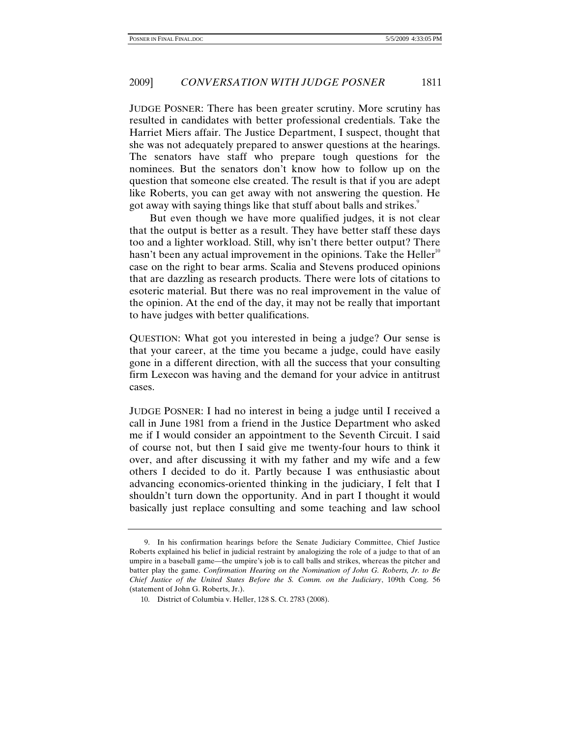JUDGE POSNER: There has been greater scrutiny. More scrutiny has resulted in candidates with better professional credentials. Take the Harriet Miers affair. The Justice Department, I suspect, thought that she was not adequately prepared to answer questions at the hearings. The senators have staff who prepare tough questions for the nominees. But the senators don't know how to follow up on the question that someone else created. The result is that if you are adept like Roberts, you can get away with not answering the question. He got away with saying things like that stuff about balls and strikes.[9]

But even though we have more qualified judges, it is not clear that the output is better as a result. They have better staff these days too and a lighter workload. Still, why isn't there better output? There hasn't been any actual improvement in the opinions. Take the Heller[10] case on the right to bear arms. Scalia and Stevens produced opinions that are dazzling as research products. There were lots of citations to esoteric material. But there was no real improvement in the value of the opinion. At the end of the day, it may not be really that important to have judges with better qualifications.

QUESTION: What got you interested in being a judge? Our sense is that your career, at the time you became a judge, could have easily gone in a different direction, with all the success that your consulting firm Lexecon was having and the demand for your advice in antitrust cases.

JUDGE POSNER: I had no interest in being a judge until I received a call in June 1981 from a friend in the Justice Department who asked me if I would consider an appointment to the Seventh Circuit. I said of course not, but then I said give me twenty-four hours to think it over, and after discussing it with my father and my wife and a few others I decided to do it. Partly because I was enthusiastic about advancing economics-oriented thinking in the judiciary, I felt that I shouldn't turn down the opportunity. And in part I thought it would basically just replace consulting and some teaching and law school

---

9. In his confirmation hearings before the Senate Judiciary Committee, Chief Justice Roberts explained his belief in judicial restraint by analogizing the role of a judge to that of an umpire in a baseball game—the umpire's job is to call balls and strikes, whereas the pitcher and batter play the game. *Confirmation Hearing on the Nomination of John G. Roberts, Jr. to Be Chief Justice of the United States Before the S. Comm. on the Judiciary*, 109th Cong. 56 (statement of John G. Roberts, Jr.).

10. District of Columbia v. Heller, 128 S. Ct. 2783 (2008).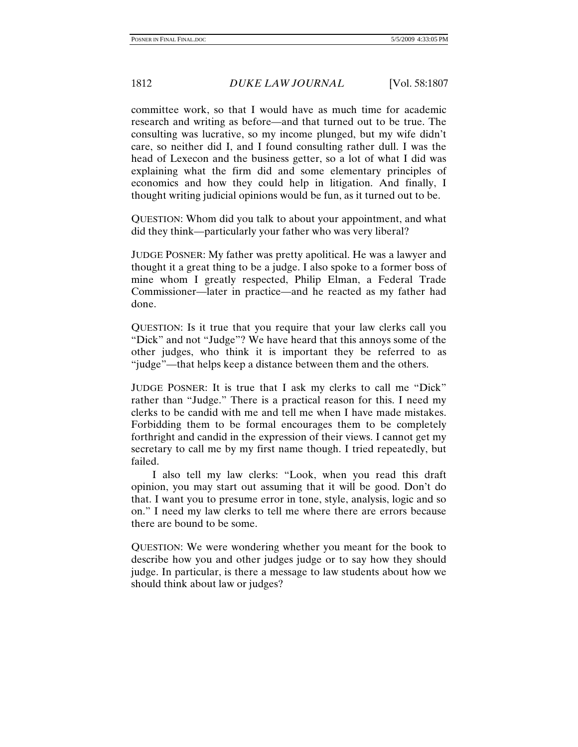committee work, so that I would have as much time for academic research and writing as before—and that turned out to be true. The consulting was lucrative, so my income plunged, but my wife didn't care, so neither did I, and I found consulting rather dull. I was the head of Lexecon and the business getter, so a lot of what I did was explaining what the firm did and some elementary principles of economics and how they could help in litigation. And finally, I thought writing judicial opinions would be fun, as it turned out to be.

QUESTION: Whom did you talk to about your appointment, and what did they think—particularly your father who was very liberal?

JUDGE POSNER: My father was pretty apolitical. He was a lawyer and thought it a great thing to be a judge. I also spoke to a former boss of mine whom I greatly respected, Philip Elman, a Federal Trade Commissioner—later in practice—and he reacted as my father had done.

QUESTION: Is it true that you require that your law clerks call you "Dick" and not "Judge"? We have heard that this annoys some of the other judges, who think it is important they be referred to as "judge"—that helps keep a distance between them and the others.

JUDGE POSNER: It is true that I ask my clerks to call me "Dick" rather than "Judge." There is a practical reason for this. I need my clerks to be candid with me and tell me when I have made mistakes. Forbidding them to be formal encourages them to be completely forthright and candid in the expression of their views. I cannot get my secretary to call me by my first name though. I tried repeatedly, but failed.

I also tell my law clerks: "Look, when you read this draft opinion, you may start out assuming that it will be good. Don't do that. I want you to presume error in tone, style, analysis, logic and so on." I need my law clerks to tell me where there are errors because there are bound to be some.

QUESTION: We were wondering whether you meant for the book to describe how you and other judges judge or to say how they should judge. In particular, is there a message to law students about how we should think about law or judges?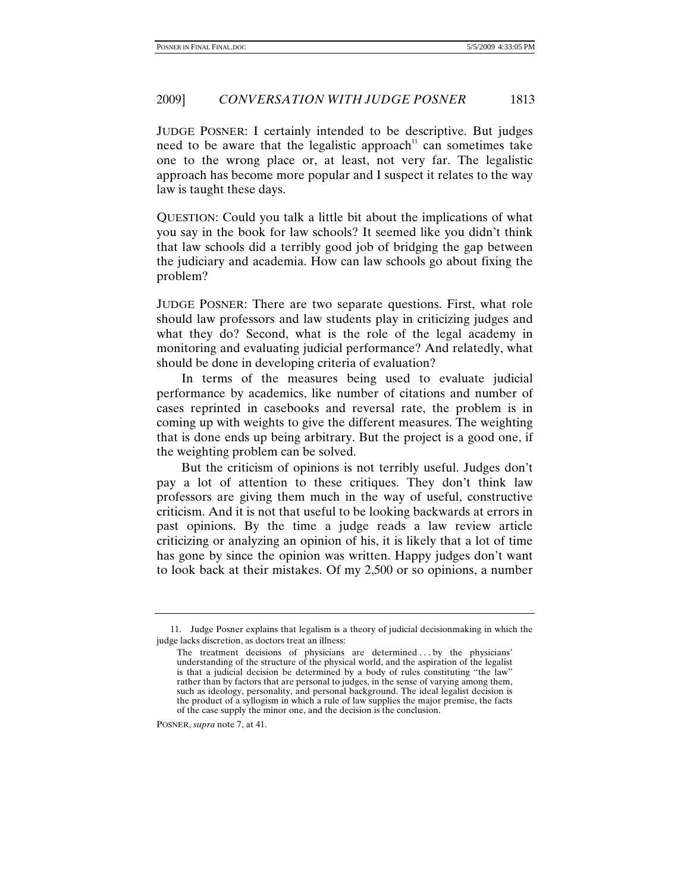JUDGE POSNER: I certainly intended to be descriptive. But judges need to be aware that the legalistic approach[11] can sometimes take one to the wrong place or, at least, not very far. The legalistic approach has become more popular and I suspect it relates to the way law is taught these days.

QUESTION: Could you talk a little bit about the implications of what you say in the book for law schools? It seemed like you didn't think that law schools did a terribly good job of bridging the gap between the judiciary and academia. How can law schools go about fixing the problem?

JUDGE POSNER: There are two separate questions. First, what role should law professors and law students play in criticizing judges and what they do? Second, what is the role of the legal academy in monitoring and evaluating judicial performance? And relatedly, what should be done in developing criteria of evaluation?

In terms of the measures being used to evaluate judicial performance by academics, like number of citations and number of cases reprinted in casebooks and reversal rate, the problem is in coming up with weights to give the different measures. The weighting that is done ends up being arbitrary. But the project is a good one, if the weighting problem can be solved.

But the criticism of opinions is not terribly useful. Judges don't pay a lot of attention to these critiques. They don't think law professors are giving them much in the way of useful, constructive criticism. And it is not that useful to be looking backwards at errors in past opinions. By the time a judge reads a law review article criticizing or analyzing an opinion of his, it is likely that a lot of time has gone by since the opinion was written. Happy judges don't want to look back at their mistakes. Of my 2,500 or so opinions, a number

---

11. Judge Posner explains that legalism is a theory of judicial decisionmaking in which the judge lacks discretion, as doctors treat an illness:

> The treatment decisions of physicians are determined . . . by the physicians' understanding of the structure of the physical world, and the aspiration of the legalist is that a judicial decision be determined by a body of rules constituting "the law" rather than by factors that are personal to judges, in the sense of varying among them, such as ideology, personality, and personal background. The ideal legalist decision is the product of a syllogism in which a rule of law supplies the major premise, the facts of the case supply the minor one, and the decision is the conclusion.

POSNER, *supra* note 7, at 41.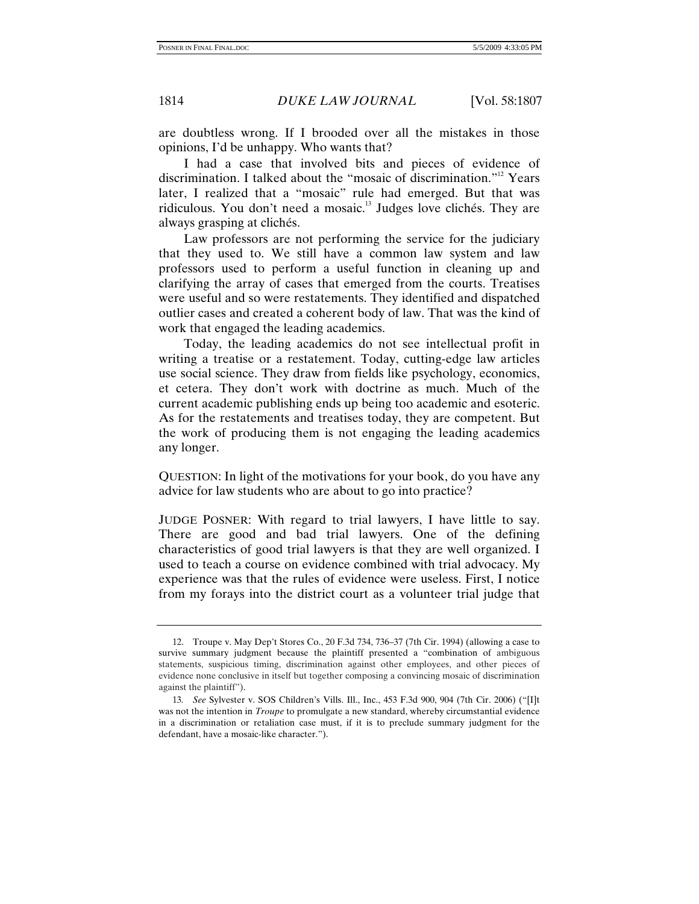are doubtless wrong. If I brooded over all the mistakes in those opinions, I'd be unhappy. Who wants that?

I had a case that involved bits and pieces of evidence of discrimination. I talked about the "mosaic of discrimination."[12] Years later, I realized that a "mosaic" rule had emerged. But that was ridiculous. You don't need a mosaic.[13] Judges love clichés. They are always grasping at clichés.

Law professors are not performing the service for the judiciary that they used to. We still have a common law system and law professors used to perform a useful function in cleaning up and clarifying the array of cases that emerged from the courts. Treatises were useful and so were restatements. They identified and dispatched outlier cases and created a coherent body of law. That was the kind of work that engaged the leading academics.

Today, the leading academics do not see intellectual profit in writing a treatise or a restatement. Today, cutting-edge law articles use social science. They draw from fields like psychology, economics, et cetera. They don't work with doctrine as much. Much of the current academic publishing ends up being too academic and esoteric. As for the restatements and treatises today, they are competent. But the work of producing them is not engaging the leading academics any longer.

QUESTION: In light of the motivations for your book, do you have any advice for law students who are about to go into practice?

JUDGE POSNER: With regard to trial lawyers, I have little to say. There are good and bad trial lawyers. One of the defining characteristics of good trial lawyers is that they are well organized. I used to teach a course on evidence combined with trial advocacy. My experience was that the rules of evidence were useless. First, I notice from my forays into the district court as a volunteer trial judge that

---

12. Troupe v. May Dep't Stores Co., 20 F.3d 734, 736–37 (7th Cir. 1994) (allowing a case to survive summary judgment because the plaintiff presented a "combination of ambiguous statements, suspicious timing, discrimination against other employees, and other pieces of evidence none conclusive in itself but together composing a convincing mosaic of discrimination against the plaintiff").

13. *See* Sylvester v. SOS Children's Vills. Ill., Inc., 453 F.3d 900, 904 (7th Cir. 2006) ("[I]t was not the intention in *Troupe* to promulgate a new standard, whereby circumstantial evidence in a discrimination or retaliation case must, if it is to preclude summary judgment for the defendant, have a mosaic-like character.").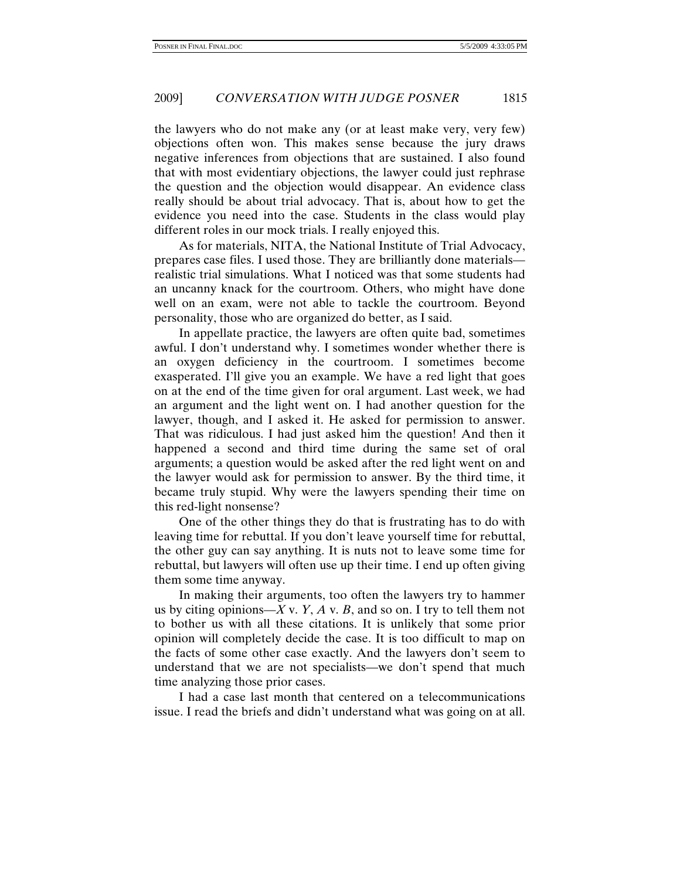the lawyers who do not make any (or at least make very, very few) objections often won. This makes sense because the jury draws negative inferences from objections that are sustained. I also found that with most evidentiary objections, the lawyer could just rephrase the question and the objection would disappear. An evidence class really should be about trial advocacy. That is, about how to get the evidence you need into the case. Students in the class would play different roles in our mock trials. I really enjoyed this.

As for materials, NITA, the National Institute of Trial Advocacy, prepares case files. I used those. They are brilliantly done materials—realistic trial simulations. What I noticed was that some students had an uncanny knack for the courtroom. Others, who might have done well on an exam, were not able to tackle the courtroom. Beyond personality, those who are organized do better, as I said.

In appellate practice, the lawyers are often quite bad, sometimes awful. I don't understand why. I sometimes wonder whether there is an oxygen deficiency in the courtroom. I sometimes become exasperated. I'll give you an example. We have a red light that goes on at the end of the time given for oral argument. Last week, we had an argument and the light went on. I had another question for the lawyer, though, and I asked it. He asked for permission to answer. That was ridiculous. I had just asked him the question! And then it happened a second and third time during the same set of oral arguments; a question would be asked after the red light went on and the lawyer would ask for permission to answer. By the third time, it became truly stupid. Why were the lawyers spending their time on this red-light nonsense?

One of the other things they do that is frustrating has to do with leaving time for rebuttal. If you don't leave yourself time for rebuttal, the other guy can say anything. It is nuts not to leave some time for rebuttal, but lawyers will often use up their time. I end up often giving them some time anyway.

In making their arguments, too often the lawyers try to hammer us by citing opinions—*X* v. *Y*, *A* v. *B*, and so on. I try to tell them not to bother us with all these citations. It is unlikely that some prior opinion will completely decide the case. It is too difficult to map on the facts of some other case exactly. And the lawyers don't seem to understand that we are not specialists—we don't spend that much time analyzing those prior cases.

I had a case last month that centered on a telecommunications issue. I read the briefs and didn't understand what was going on at all.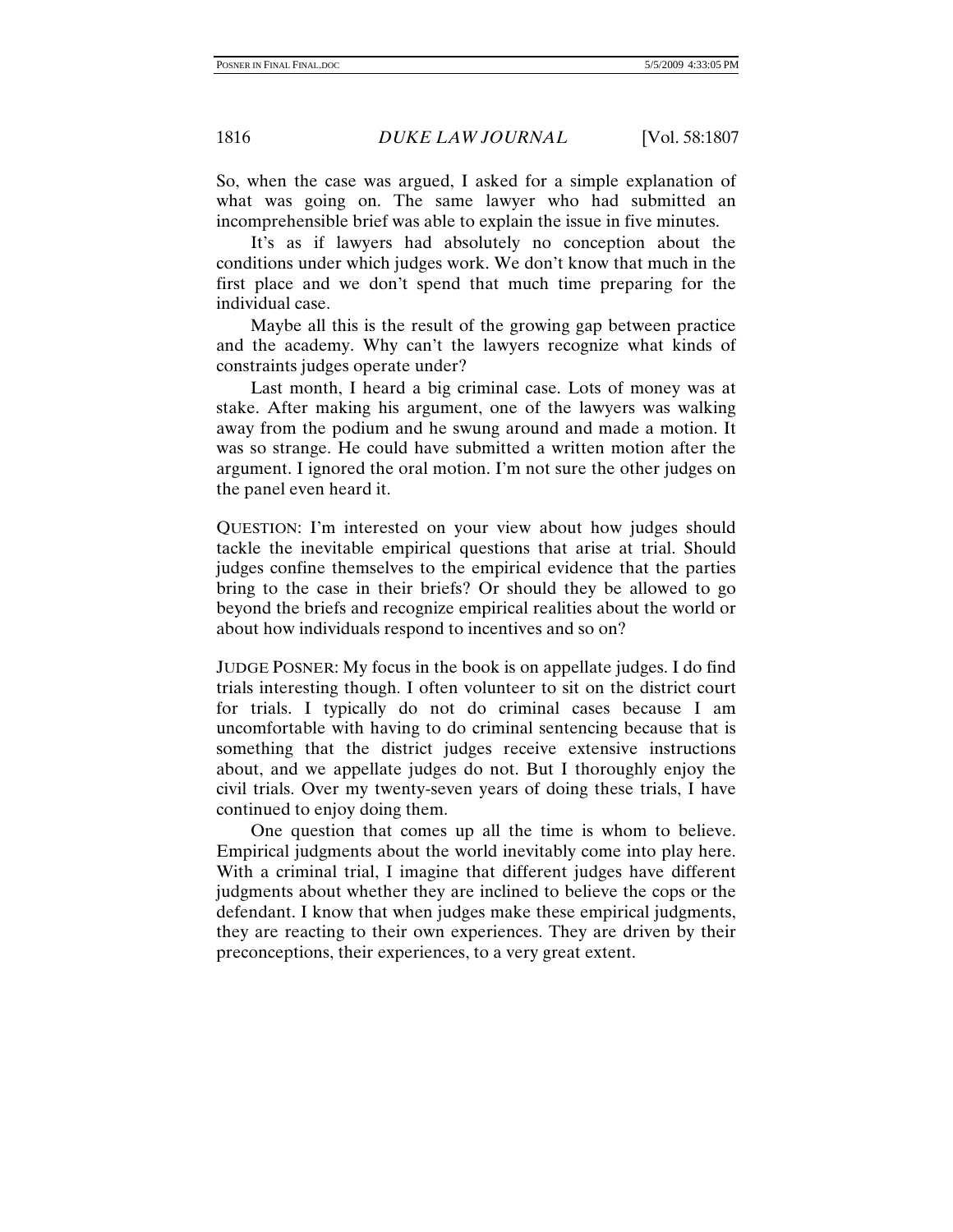So, when the case was argued, I asked for a simple explanation of what was going on. The same lawyer who had submitted an incomprehensible brief was able to explain the issue in five minutes.

It's as if lawyers had absolutely no conception about the conditions under which judges work. We don't know that much in the first place and we don't spend that much time preparing for the individual case.

Maybe all this is the result of the growing gap between practice and the academy. Why can't the lawyers recognize what kinds of constraints judges operate under?

Last month, I heard a big criminal case. Lots of money was at stake. After making his argument, one of the lawyers was walking away from the podium and he swung around and made a motion. It was so strange. He could have submitted a written motion after the argument. I ignored the oral motion. I'm not sure the other judges on the panel even heard it.

QUESTION: I'm interested on your view about how judges should tackle the inevitable empirical questions that arise at trial. Should judges confine themselves to the empirical evidence that the parties bring to the case in their briefs? Or should they be allowed to go beyond the briefs and recognize empirical realities about the world or about how individuals respond to incentives and so on?

JUDGE POSNER: My focus in the book is on appellate judges. I do find trials interesting though. I often volunteer to sit on the district court for trials. I typically do not do criminal cases because I am uncomfortable with having to do criminal sentencing because that is something that the district judges receive extensive instructions about, and we appellate judges do not. But I thoroughly enjoy the civil trials. Over my twenty-seven years of doing these trials, I have continued to enjoy doing them.

One question that comes up all the time is whom to believe. Empirical judgments about the world inevitably come into play here. With a criminal trial, I imagine that different judges have different judgments about whether they are inclined to believe the cops or the defendant. I know that when judges make these empirical judgments, they are reacting to their own experiences. They are driven by their preconceptions, their experiences, to a very great extent.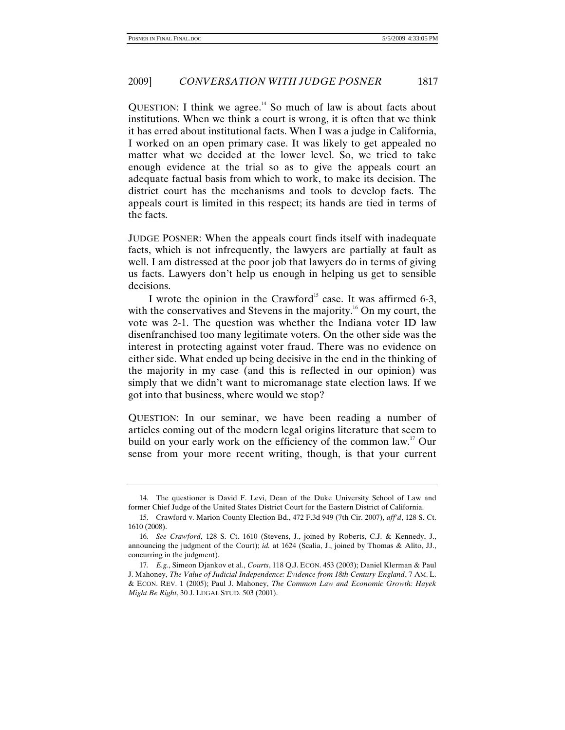QUESTION: I think we agree.[14] So much of law is about facts about institutions. When we think a court is wrong, it is often that we think it has erred about institutional facts. When I was a judge in California, I worked on an open primary case. It was likely to get appealed no matter what we decided at the lower level. So, we tried to take enough evidence at the trial so as to give the appeals court an adequate factual basis from which to work, to make its decision. The district court has the mechanisms and tools to develop facts. The appeals court is limited in this respect; its hands are tied in terms of the facts.

JUDGE POSNER: When the appeals court finds itself with inadequate facts, which is not infrequently, the lawyers are partially at fault as well. I am distressed at the poor job that lawyers do in terms of giving us facts. Lawyers don't help us enough in helping us get to sensible decisions.

I wrote the opinion in the Crawford[15] case. It was affirmed 6-3, with the conservatives and Stevens in the majority.[16] On my court, the vote was 2-1. The question was whether the Indiana voter ID law disenfranchised too many legitimate voters. On the other side was the interest in protecting against voter fraud. There was no evidence on either side. What ended up being decisive in the end in the thinking of the majority in my case (and this is reflected in our opinion) was simply that we didn't want to micromanage state election laws. If we got into that business, where would we stop?

QUESTION: In our seminar, we have been reading a number of articles coming out of the modern legal origins literature that seem to build on your early work on the efficiency of the common law.[17] Our sense from your more recent writing, though, is that your current

---

14. The questioner is David F. Levi, Dean of the Duke University School of Law and former Chief Judge of the United States District Court for the Eastern District of California.

15. Crawford v. Marion County Election Bd., 472 F.3d 949 (7th Cir. 2007), *aff'd*, 128 S. Ct. 1610 (2008).

16. *See Crawford*, 128 S. Ct. 1610 (Stevens, J., joined by Roberts, C.J. & Kennedy, J., announcing the judgment of the Court); *id.* at 1624 (Scalia, J., joined by Thomas & Alito, JJ., concurring in the judgment).

17. *E.g.*, Simeon Djankov et al., *Courts*, 118 Q.J. ECON. 453 (2003); Daniel Klerman & Paul J. Mahoney, *The Value of Judicial Independence: Evidence from 18th Century England*, 7 AM. L. & ECON. REV. 1 (2005); Paul J. Mahoney, *The Common Law and Economic Growth: Hayek Might Be Right*, 30 J. LEGAL STUD. 503 (2001).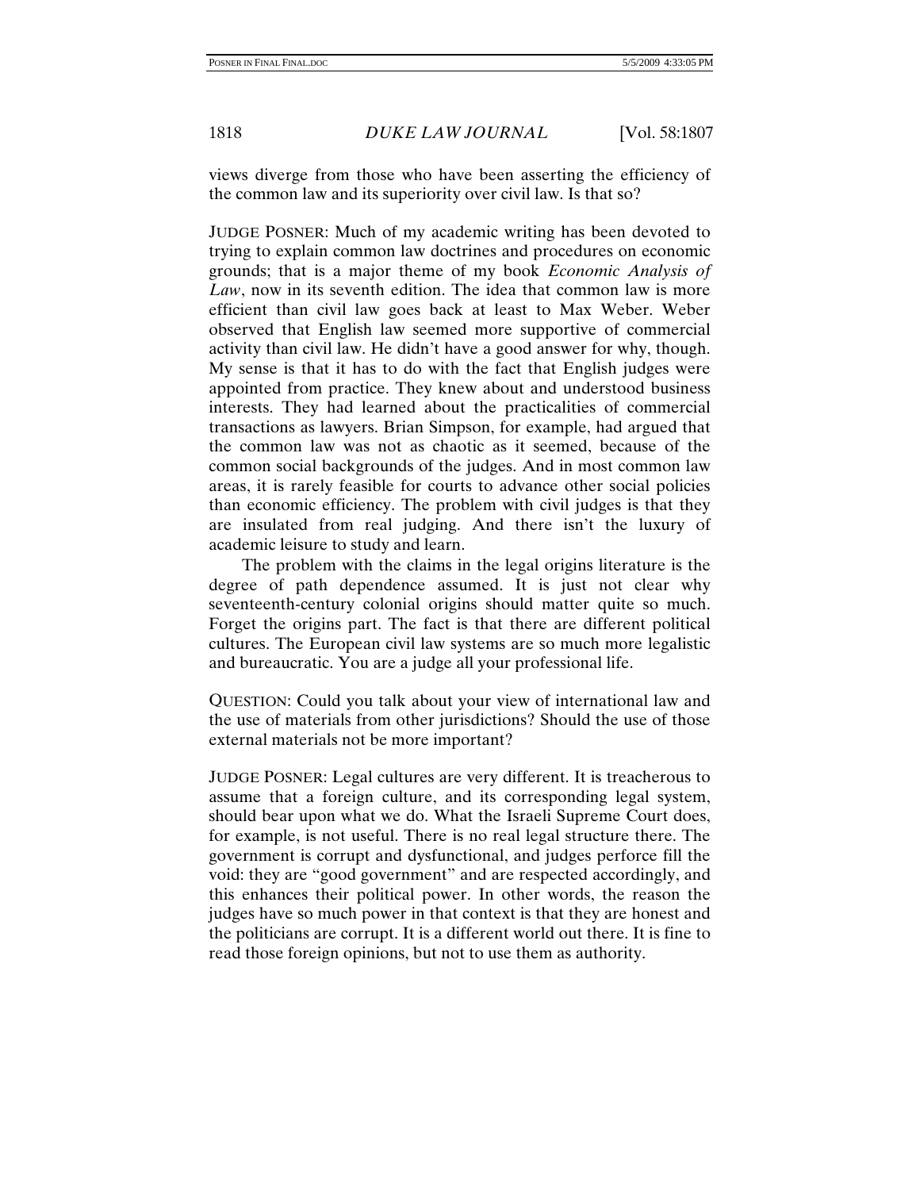views diverge from those who have been asserting the efficiency of the common law and its superiority over civil law. Is that so?

JUDGE POSNER: Much of my academic writing has been devoted to trying to explain common law doctrines and procedures on economic grounds; that is a major theme of my book *Economic Analysis of Law*, now in its seventh edition. The idea that common law is more efficient than civil law goes back at least to Max Weber. Weber observed that English law seemed more supportive of commercial activity than civil law. He didn't have a good answer for why, though. My sense is that it has to do with the fact that English judges were appointed from practice. They knew about and understood business interests. They had learned about the practicalities of commercial transactions as lawyers. Brian Simpson, for example, had argued that the common law was not as chaotic as it seemed, because of the common social backgrounds of the judges. And in most common law areas, it is rarely feasible for courts to advance other social policies than economic efficiency. The problem with civil judges is that they are insulated from real judging. And there isn't the luxury of academic leisure to study and learn.

The problem with the claims in the legal origins literature is the degree of path dependence assumed. It is just not clear why seventeenth-century colonial origins should matter quite so much. Forget the origins part. The fact is that there are different political cultures. The European civil law systems are so much more legalistic and bureaucratic. You are a judge all your professional life.

QUESTION: Could you talk about your view of international law and the use of materials from other jurisdictions? Should the use of those external materials not be more important?

JUDGE POSNER: Legal cultures are very different. It is treacherous to assume that a foreign culture, and its corresponding legal system, should bear upon what we do. What the Israeli Supreme Court does, for example, is not useful. There is no real legal structure there. The government is corrupt and dysfunctional, and judges perforce fill the void: they are "good government" and are respected accordingly, and this enhances their political power. In other words, the reason the judges have so much power in that context is that they are honest and the politicians are corrupt. It is a different world out there. It is fine to read those foreign opinions, but not to use them as authority.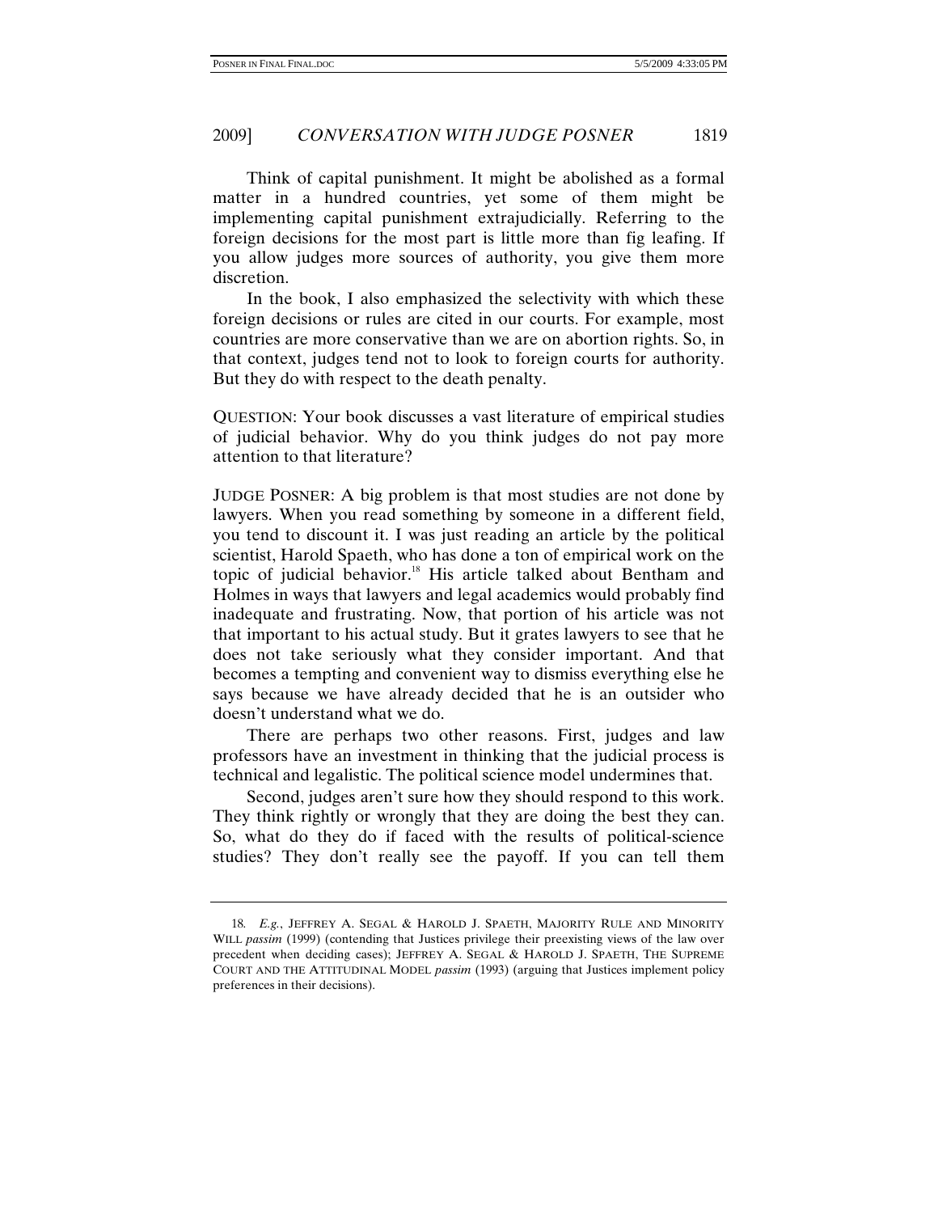Think of capital punishment. It might be abolished as a formal matter in a hundred countries, yet some of them might be implementing capital punishment extrajudicially. Referring to the foreign decisions for the most part is little more than fig leafing. If you allow judges more sources of authority, you give them more discretion.

In the book, I also emphasized the selectivity with which these foreign decisions or rules are cited in our courts. For example, most countries are more conservative than we are on abortion rights. So, in that context, judges tend not to look to foreign courts for authority. But they do with respect to the death penalty.

QUESTION: Your book discusses a vast literature of empirical studies of judicial behavior. Why do you think judges do not pay more attention to that literature?

JUDGE POSNER: A big problem is that most studies are not done by lawyers. When you read something by someone in a different field, you tend to discount it. I was just reading an article by the political scientist, Harold Spaeth, who has done a ton of empirical work on the topic of judicial behavior.[18] His article talked about Bentham and Holmes in ways that lawyers and legal academics would probably find inadequate and frustrating. Now, that portion of his article was not that important to his actual study. But it grates lawyers to see that he does not take seriously what they consider important. And that becomes a tempting and convenient way to dismiss everything else he says because we have already decided that he is an outsider who doesn't understand what we do.

There are perhaps two other reasons. First, judges and law professors have an investment in thinking that the judicial process is technical and legalistic. The political science model undermines that.

Second, judges aren't sure how they should respond to this work. They think rightly or wrongly that they are doing the best they can. So, what do they do if faced with the results of political-science studies? They don't really see the payoff. If you can tell them

---

18. *E.g.*, JEFFREY A. SEGAL & HAROLD J. SPAETH, MAJORITY RULE AND MINORITY WILL *passim* (1999) (contending that Justices privilege their preexisting views of the law over precedent when deciding cases); JEFFREY A. SEGAL & HAROLD J. SPAETH, THE SUPREME COURT AND THE ATTITUDINAL MODEL *passim* (1993) (arguing that Justices implement policy preferences in their decisions).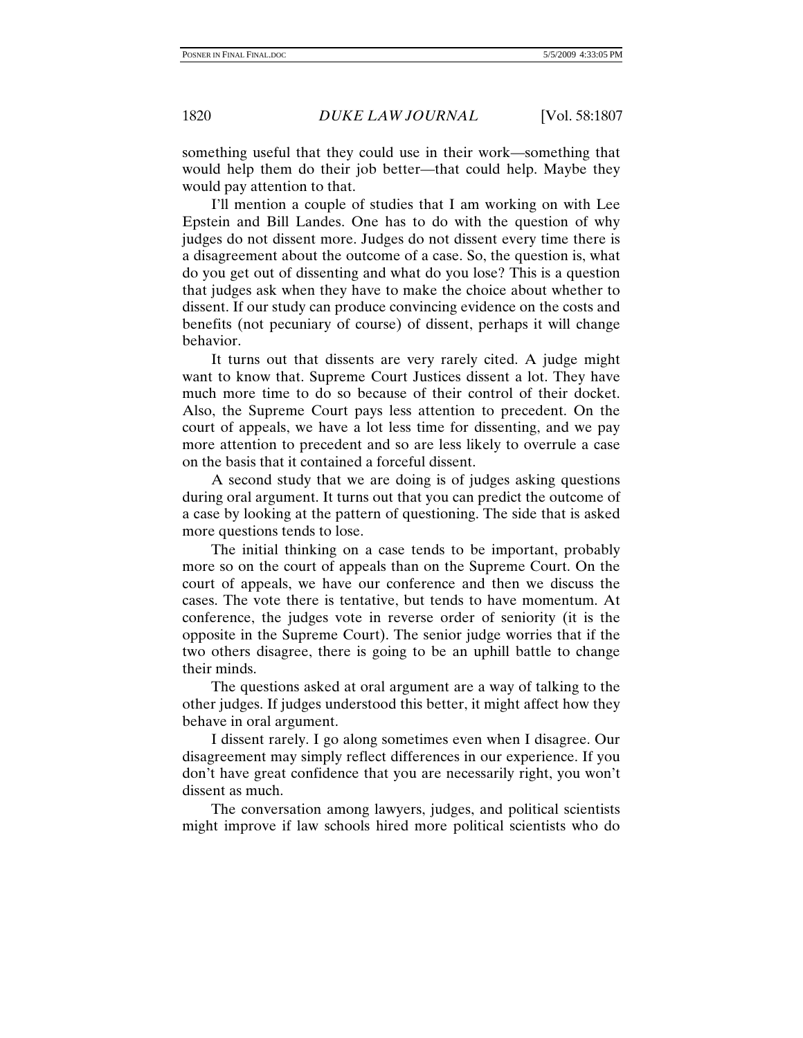something useful that they could use in their work—something that would help them do their job better—that could help. Maybe they would pay attention to that.

I'll mention a couple of studies that I am working on with Lee Epstein and Bill Landes. One has to do with the question of why judges do not dissent more. Judges do not dissent every time there is a disagreement about the outcome of a case. So, the question is, what do you get out of dissenting and what do you lose? This is a question that judges ask when they have to make the choice about whether to dissent. If our study can produce convincing evidence on the costs and benefits (not pecuniary of course) of dissent, perhaps it will change behavior.

It turns out that dissents are very rarely cited. A judge might want to know that. Supreme Court Justices dissent a lot. They have much more time to do so because of their control of their docket. Also, the Supreme Court pays less attention to precedent. On the court of appeals, we have a lot less time for dissenting, and we pay more attention to precedent and so are less likely to overrule a case on the basis that it contained a forceful dissent.

A second study that we are doing is of judges asking questions during oral argument. It turns out that you can predict the outcome of a case by looking at the pattern of questioning. The side that is asked more questions tends to lose.

The initial thinking on a case tends to be important, probably more so on the court of appeals than on the Supreme Court. On the court of appeals, we have our conference and then we discuss the cases. The vote there is tentative, but tends to have momentum. At conference, the judges vote in reverse order of seniority (it is the opposite in the Supreme Court). The senior judge worries that if the two others disagree, there is going to be an uphill battle to change their minds.

The questions asked at oral argument are a way of talking to the other judges. If judges understood this better, it might affect how they behave in oral argument.

I dissent rarely. I go along sometimes even when I disagree. Our disagreement may simply reflect differences in our experience. If you don't have great confidence that you are necessarily right, you won't dissent as much.

The conversation among lawyers, judges, and political scientists might improve if law schools hired more political scientists who do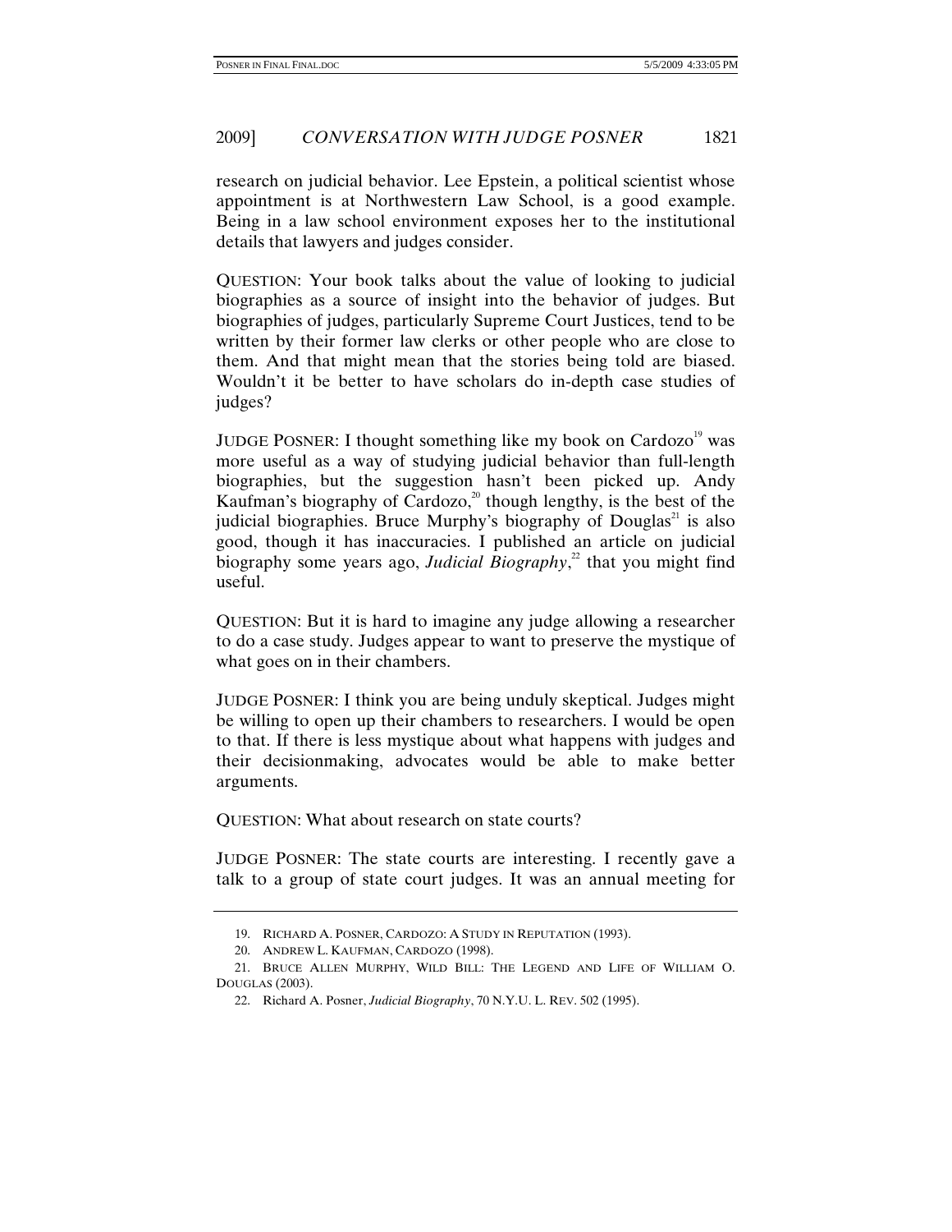research on judicial behavior. Lee Epstein, a political scientist whose appointment is at Northwestern Law School, is a good example. Being in a law school environment exposes her to the institutional details that lawyers and judges consider.

QUESTION: Your book talks about the value of looking to judicial biographies as a source of insight into the behavior of judges. But biographies of judges, particularly Supreme Court Justices, tend to be written by their former law clerks or other people who are close to them. And that might mean that the stories being told are biased. Wouldn't it be better to have scholars do in-depth case studies of judges?

JUDGE POSNER: I thought something like my book on Cardozo[19] was more useful as a way of studying judicial behavior than full-length biographies, but the suggestion hasn't been picked up. Andy Kaufman's biography of Cardozo,[20] though lengthy, is the best of the judicial biographies. Bruce Murphy's biography of Douglas[21] is also good, though it has inaccuracies. I published an article on judicial biography some years ago, *Judicial Biography*,[22] that you might find useful.

QUESTION: But it is hard to imagine any judge allowing a researcher to do a case study. Judges appear to want to preserve the mystique of what goes on in their chambers.

JUDGE POSNER: I think you are being unduly skeptical. Judges might be willing to open up their chambers to researchers. I would be open to that. If there is less mystique about what happens with judges and their decisionmaking, advocates would be able to make better arguments.

QUESTION: What about research on state courts?

JUDGE POSNER: The state courts are interesting. I recently gave a talk to a group of state court judges. It was an annual meeting for

---

19. RICHARD A. POSNER, CARDOZO: A STUDY IN REPUTATION (1993).

20. ANDREW L. KAUFMAN, CARDOZO (1998).

21. BRUCE ALLEN MURPHY, WILD BILL: THE LEGEND AND LIFE OF WILLIAM O. DOUGLAS (2003).

22. Richard A. Posner, *Judicial Biography*, 70 N.Y.U. L. REV. 502 (1995).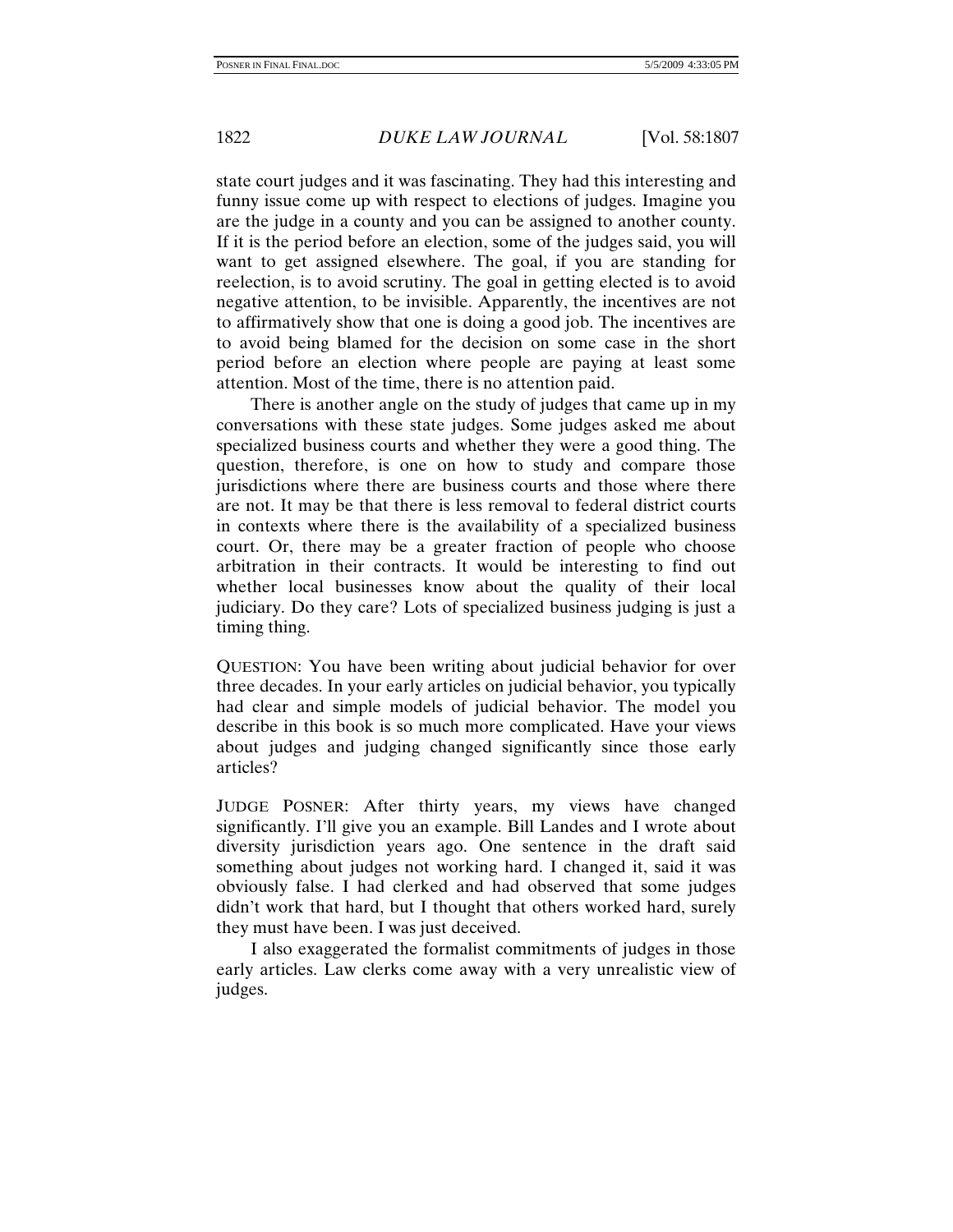state court judges and it was fascinating. They had this interesting and funny issue come up with respect to elections of judges. Imagine you are the judge in a county and you can be assigned to another county. If it is the period before an election, some of the judges said, you will want to get assigned elsewhere. The goal, if you are standing for reelection, is to avoid scrutiny. The goal in getting elected is to avoid negative attention, to be invisible. Apparently, the incentives are not to affirmatively show that one is doing a good job. The incentives are to avoid being blamed for the decision on some case in the short period before an election where people are paying at least some attention. Most of the time, there is no attention paid.

There is another angle on the study of judges that came up in my conversations with these state judges. Some judges asked me about specialized business courts and whether they were a good thing. The question, therefore, is one on how to study and compare those jurisdictions where there are business courts and those where there are not. It may be that there is less removal to federal district courts in contexts where there is the availability of a specialized business court. Or, there may be a greater fraction of people who choose arbitration in their contracts. It would be interesting to find out whether local businesses know about the quality of their local judiciary. Do they care? Lots of specialized business judging is just a timing thing.

QUESTION: You have been writing about judicial behavior for over three decades. In your early articles on judicial behavior, you typically had clear and simple models of judicial behavior. The model you describe in this book is so much more complicated. Have your views about judges and judging changed significantly since those early articles?

JUDGE POSNER: After thirty years, my views have changed significantly. I'll give you an example. Bill Landes and I wrote about diversity jurisdiction years ago. One sentence in the draft said something about judges not working hard. I changed it, said it was obviously false. I had clerked and had observed that some judges didn't work that hard, but I thought that others worked hard, surely they must have been. I was just deceived.

I also exaggerated the formalist commitments of judges in those early articles. Law clerks come away with a very unrealistic view of judges.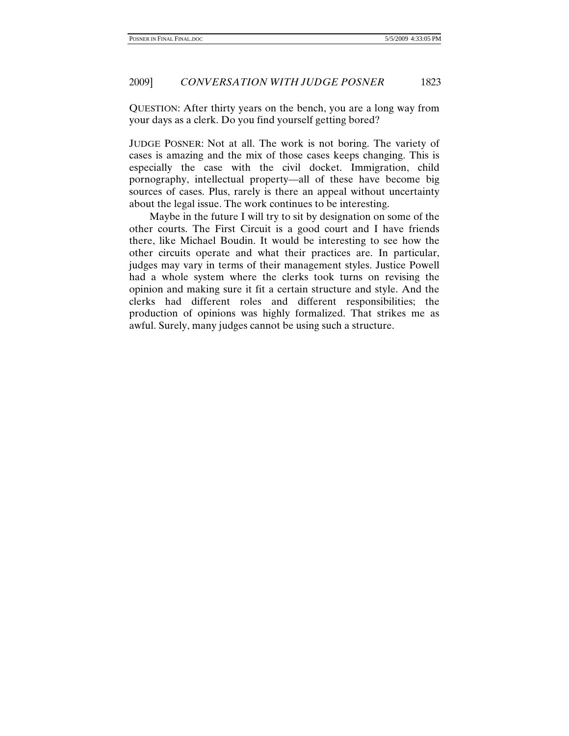QUESTION: After thirty years on the bench, you are a long way from your days as a clerk. Do you find yourself getting bored?

JUDGE POSNER: Not at all. The work is not boring. The variety of cases is amazing and the mix of those cases keeps changing. This is especially the case with the civil docket. Immigration, child pornography, intellectual property—all of these have become big sources of cases. Plus, rarely is there an appeal without uncertainty about the legal issue. The work continues to be interesting.

Maybe in the future I will try to sit by designation on some of the other courts. The First Circuit is a good court and I have friends there, like Michael Boudin. It would be interesting to see how the other circuits operate and what their practices are. In particular, judges may vary in terms of their management styles. Justice Powell had a whole system where the clerks took turns on revising the opinion and making sure it fit a certain structure and style. And the clerks had different roles and different responsibilities; the production of opinions was highly formalized. That strikes me as awful. Surely, many judges cannot be using such a structure.